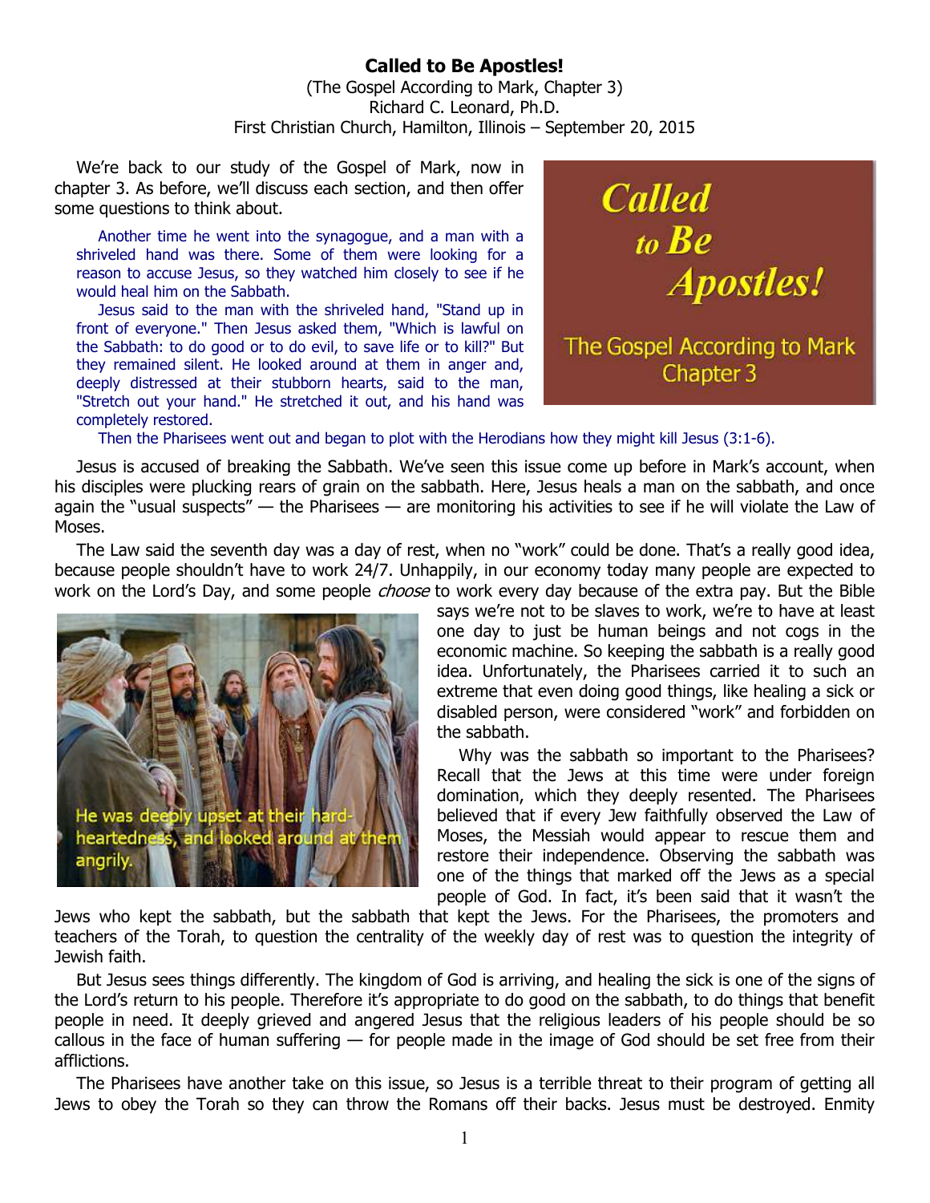# Called to Be Apostles!

(The Gospel According to Mark, Chapter 3)
Richard C. Leonard, Ph.D.
First Christian Church, Hamilton, Illinois – September 20, 2015

We're back to our study of the Gospel of Mark, now in chapter 3. As before, we'll discuss each section, and then offer some questions to think about.

> Another time he went into the synagogue, and a man with a shriveled hand was there. Some of them were looking for a reason to accuse Jesus, so they watched him closely to see if he would heal him on the Sabbath.
>
> Jesus said to the man with the shriveled hand, "Stand up in front of everyone." Then Jesus asked them, "Which is lawful on the Sabbath: to do good or to do evil, to save life or to kill?" But they remained silent. He looked around at them in anger and, deeply distressed at their stubborn hearts, said to the man, "Stretch out your hand." He stretched it out, and his hand was completely restored.
>
> Then the Pharisees went out and began to plot with the Herodians how they might kill Jesus (3:1-6).

Jesus is accused of breaking the Sabbath. We've seen this issue come up before in Mark's account, when his disciples were plucking rears of grain on the sabbath. Here, Jesus heals a man on the sabbath, and once again the "usual suspects" — the Pharisees — are monitoring his activities to see if he will violate the Law of Moses.

The Law said the seventh day was a day of rest, when no "work" could be done. That's a really good idea, because people shouldn't have to work 24/7. Unhappily, in our economy today many people are expected to work on the Lord's Day, and some people *choose* to work every day because of the extra pay. But the Bible says we're not to be slaves to work, we're to have at least one day to just be human beings and not cogs in the economic machine. So keeping the sabbath is a really good idea. Unfortunately, the Pharisees carried it to such an extreme that even doing good things, like healing a sick or disabled person, were considered "work" and forbidden on the sabbath.

He was deeply upset at their hard-heartedness, and looked around at them angrily.

Why was the sabbath so important to the Pharisees? Recall that the Jews at this time were under foreign domination, which they deeply resented. The Pharisees believed that if every Jew faithfully observed the Law of Moses, the Messiah would appear to rescue them and restore their independence. Observing the sabbath was one of the things that marked off the Jews as a special people of God. In fact, it's been said that it wasn't the Jews who kept the sabbath, but the sabbath that kept the Jews. For the Pharisees, the promoters and teachers of the Torah, to question the centrality of the weekly day of rest was to question the integrity of Jewish faith.

But Jesus sees things differently. The kingdom of God is arriving, and healing the sick is one of the signs of the Lord's return to his people. Therefore it's appropriate to do good on the sabbath, to do things that benefit people in need. It deeply grieved and angered Jesus that the religious leaders of his people should be so callous in the face of human suffering — for people made in the image of God should be set free from their afflictions.

The Pharisees have another take on this issue, so Jesus is a terrible threat to their program of getting all Jews to obey the Torah so they can throw the Romans off their backs. Jesus must be destroyed. Enmity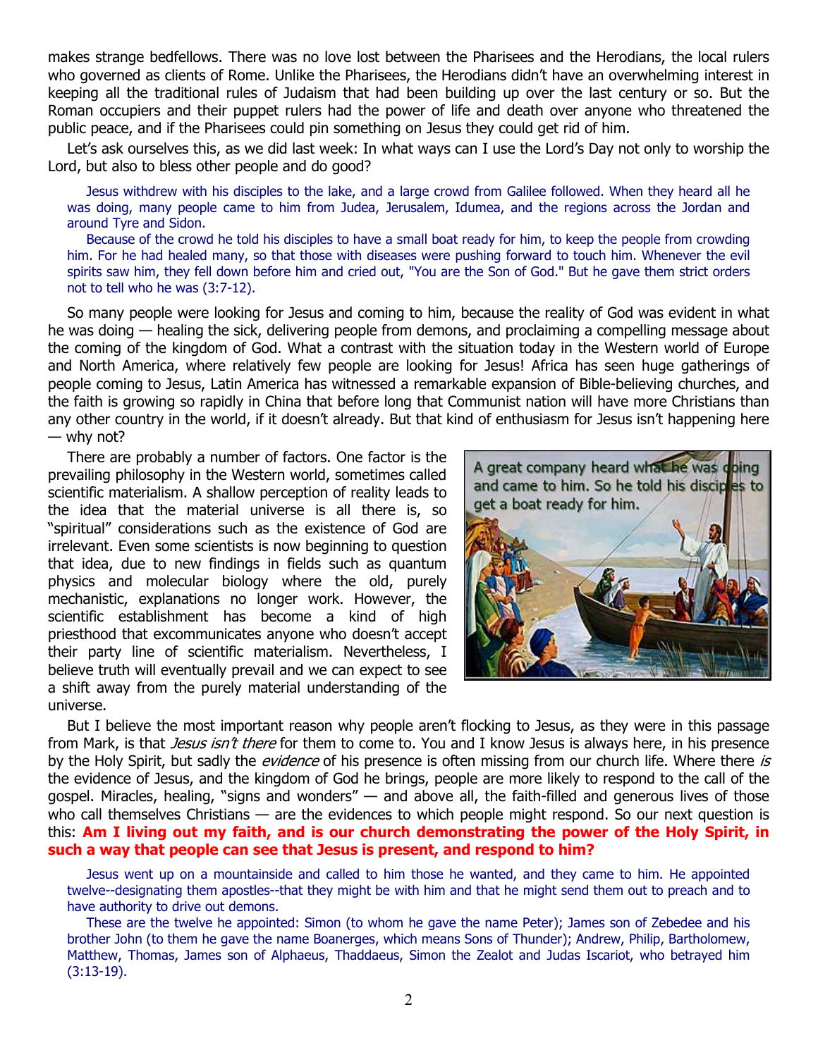makes strange bedfellows. There was no love lost between the Pharisees and the Herodians, the local rulers who governed as clients of Rome. Unlike the Pharisees, the Herodians didn't have an overwhelming interest in keeping all the traditional rules of Judaism that had been building up over the last century or so. But the Roman occupiers and their puppet rulers had the power of life and death over anyone who threatened the public peace, and if the Pharisees could pin something on Jesus they could get rid of him.

Let's ask ourselves this, as we did last week: In what ways can I use the Lord's Day not only to worship the Lord, but also to bless other people and do good?

> Jesus withdrew with his disciples to the lake, and a large crowd from Galilee followed. When they heard all he was doing, many people came to him from Judea, Jerusalem, Idumea, and the regions across the Jordan and around Tyre and Sidon.
>
> Because of the crowd he told his disciples to have a small boat ready for him, to keep the people from crowding him. For he had healed many, so that those with diseases were pushing forward to touch him. Whenever the evil spirits saw him, they fell down before him and cried out, "You are the Son of God." But he gave them strict orders not to tell who he was (3:7-12).

So many people were looking for Jesus and coming to him, because the reality of God was evident in what he was doing — healing the sick, delivering people from demons, and proclaiming a compelling message about the coming of the kingdom of God. What a contrast with the situation today in the Western world of Europe and North America, where relatively few people are looking for Jesus! Africa has seen huge gatherings of people coming to Jesus, Latin America has witnessed a remarkable expansion of Bible-believing churches, and the faith is growing so rapidly in China that before long that Communist nation will have more Christians than any other country in the world, if it doesn't already. But that kind of enthusiasm for Jesus isn't happening here — why not?

There are probably a number of factors. One factor is the prevailing philosophy in the Western world, sometimes called scientific materialism. A shallow perception of reality leads to the idea that the material universe is all there is, so "spiritual" considerations such as the existence of God are irrelevant. Even some scientists is now beginning to question that idea, due to new findings in fields such as quantum physics and molecular biology where the old, purely mechanistic, explanations no longer work. However, the scientific establishment has become a kind of high priesthood that excommunicates anyone who doesn't accept their party line of scientific materialism. Nevertheless, I believe truth will eventually prevail and we can expect to see a shift away from the purely material understanding of the universe.

A great company heard what he was doing and came to him. So he told his disciples to get a boat ready for him.

But I believe the most important reason why people aren't flocking to Jesus, as they were in this passage from Mark, is that *Jesus isn't there* for them to come to. You and I know Jesus is always here, in his presence by the Holy Spirit, but sadly the *evidence* of his presence is often missing from our church life. Where there *is* the evidence of Jesus, and the kingdom of God he brings, people are more likely to respond to the call of the gospel. Miracles, healing, "signs and wonders" — and above all, the faith-filled and generous lives of those who call themselves Christians — are the evidences to which people might respond. So our next question is this: **Am I living out my faith, and is our church demonstrating the power of the Holy Spirit, in such a way that people can see that Jesus is present, and respond to him?**

> Jesus went up on a mountainside and called to him those he wanted, and they came to him. He appointed twelve--designating them apostles--that they might be with him and that he might send them out to preach and to have authority to drive out demons.
>
> These are the twelve he appointed: Simon (to whom he gave the name Peter); James son of Zebedee and his brother John (to them he gave the name Boanerges, which means Sons of Thunder); Andrew, Philip, Bartholomew, Matthew, Thomas, James son of Alphaeus, Thaddaeus, Simon the Zealot and Judas Iscariot, who betrayed him (3:13-19).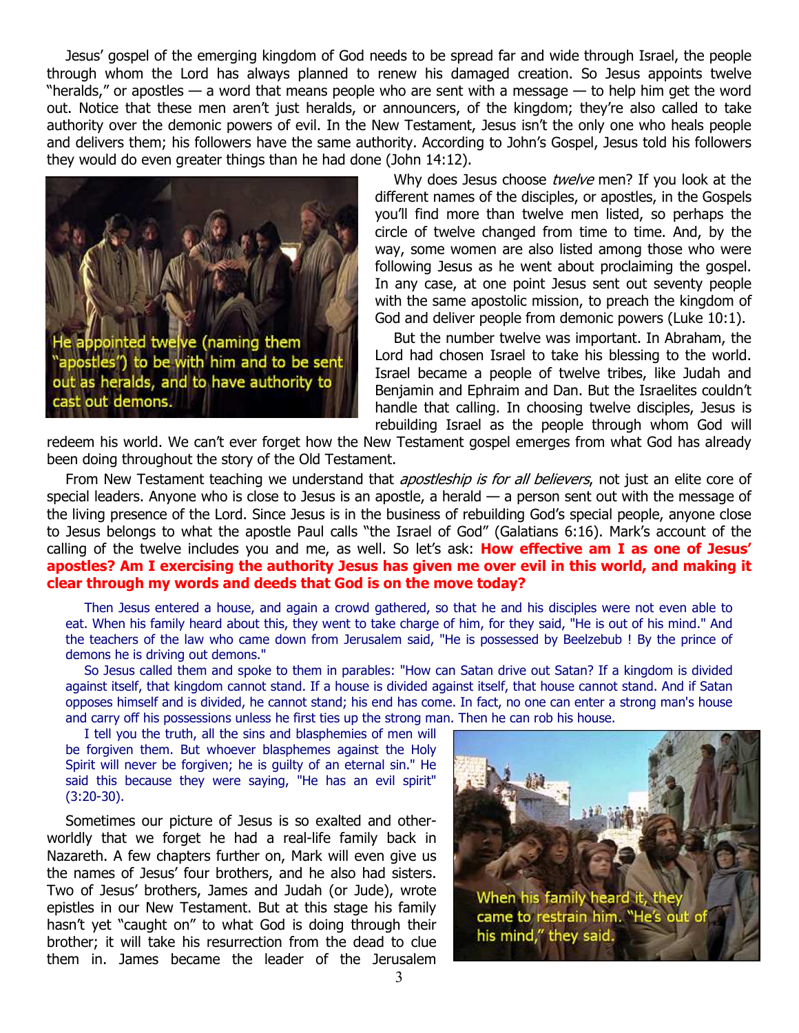Jesus' gospel of the emerging kingdom of God needs to be spread far and wide through Israel, the people through whom the Lord has always planned to renew his damaged creation. So Jesus appoints twelve "heralds," or apostles — a word that means people who are sent with a message — to help him get the word out. Notice that these men aren't just heralds, or announcers, of the kingdom; they're also called to take authority over the demonic powers of evil. In the New Testament, Jesus isn't the only one who heals people and delivers them; his followers have the same authority. According to John's Gospel, Jesus told his followers they would do even greater things than he had done (John 14:12).

He appointed twelve (naming them "apostles") to be with him and to be sent out as heralds, and to have authority to cast out demons.

Why does Jesus choose *twelve* men? If you look at the different names of the disciples, or apostles, in the Gospels you'll find more than twelve men listed, so perhaps the circle of twelve changed from time to time. And, by the way, some women are also listed among those who were following Jesus as he went about proclaiming the gospel. In any case, at one point Jesus sent out seventy people with the same apostolic mission, to preach the kingdom of God and deliver people from demonic powers (Luke 10:1).

But the number twelve was important. In Abraham, the Lord had chosen Israel to take his blessing to the world. Israel became a people of twelve tribes, like Judah and Benjamin and Ephraim and Dan. But the Israelites couldn't handle that calling. In choosing twelve disciples, Jesus is rebuilding Israel as the people through whom God will redeem his world. We can't ever forget how the New Testament gospel emerges from what God has already been doing throughout the story of the Old Testament.

From New Testament teaching we understand that *apostleship is for all believers*, not just an elite core of special leaders. Anyone who is close to Jesus is an apostle, a herald — a person sent out with the message of the living presence of the Lord. Since Jesus is in the business of rebuilding God's special people, anyone close to Jesus belongs to what the apostle Paul calls "the Israel of God" (Galatians 6:16). Mark's account of the calling of the twelve includes you and me, as well. So let's ask: **How effective am I as one of Jesus' apostles? Am I exercising the authority Jesus has given me over evil in this world, and making it clear through my words and deeds that God is on the move today?**

Then Jesus entered a house, and again a crowd gathered, so that he and his disciples were not even able to eat. When his family heard about this, they went to take charge of him, for they said, "He is out of his mind." And the teachers of the law who came down from Jerusalem said, "He is possessed by Beelzebub ! By the prince of demons he is driving out demons."

So Jesus called them and spoke to them in parables: "How can Satan drive out Satan? If a kingdom is divided against itself, that kingdom cannot stand. If a house is divided against itself, that house cannot stand. And if Satan opposes himself and is divided, he cannot stand; his end has come. In fact, no one can enter a strong man's house and carry off his possessions unless he first ties up the strong man. Then he can rob his house.

I tell you the truth, all the sins and blasphemies of men will be forgiven them. But whoever blasphemes against the Holy Spirit will never be forgiven; he is guilty of an eternal sin." He said this because they were saying, "He has an evil spirit" (3:20-30).

When his family heard it, they came to restrain him. "He's out of his mind," they said.

Sometimes our picture of Jesus is so exalted and otherworldly that we forget he had a real-life family back in Nazareth. A few chapters further on, Mark will even give us the names of Jesus' four brothers, and he also had sisters. Two of Jesus' brothers, James and Judah (or Jude), wrote epistles in our New Testament. But at this stage his family hasn't yet "caught on" to what God is doing through their brother; it will take his resurrection from the dead to clue them in. James became the leader of the Jerusalem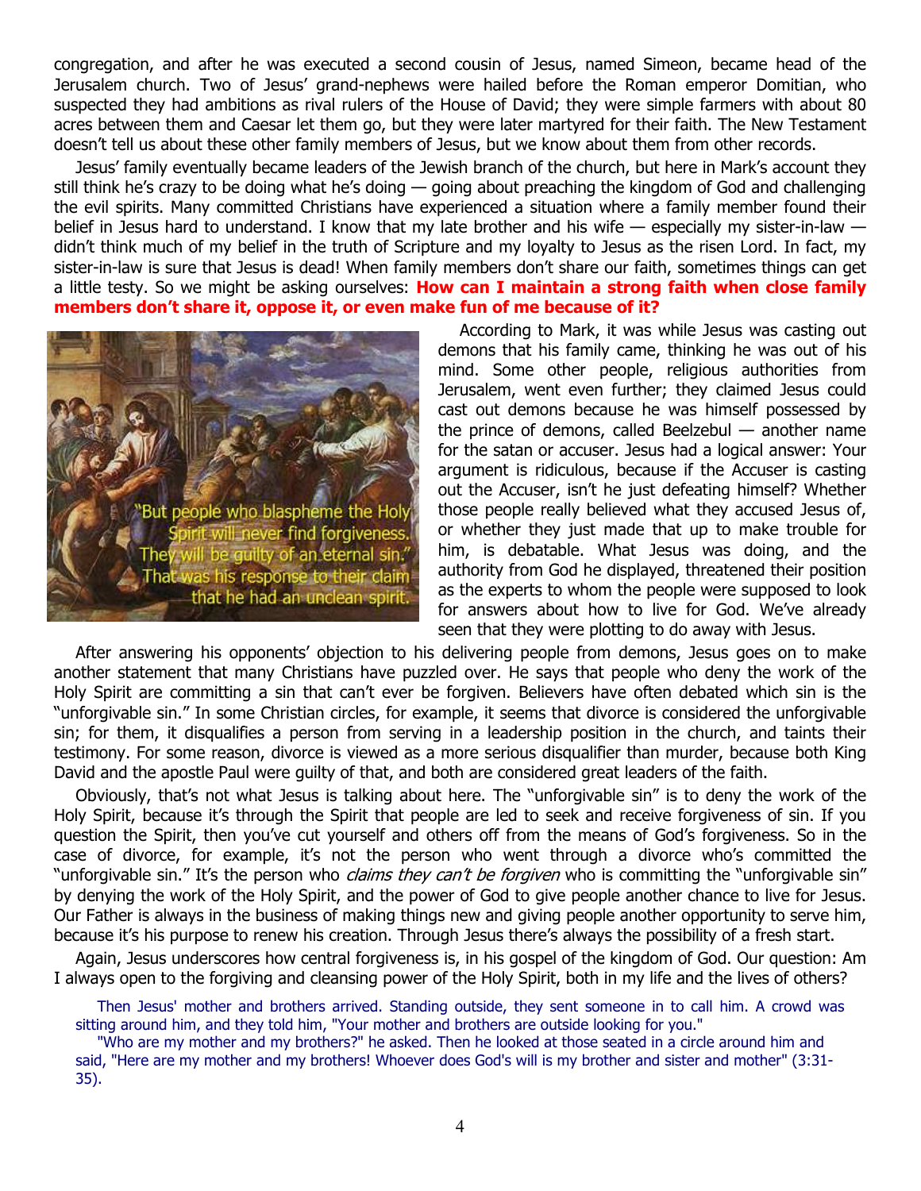congregation, and after he was executed a second cousin of Jesus, named Simeon, became head of the Jerusalem church. Two of Jesus' grand-nephews were hailed before the Roman emperor Domitian, who suspected they had ambitions as rival rulers of the House of David; they were simple farmers with about 80 acres between them and Caesar let them go, but they were later martyred for their faith. The New Testament doesn't tell us about these other family members of Jesus, but we know about them from other records.

Jesus' family eventually became leaders of the Jewish branch of the church, but here in Mark's account they still think he's crazy to be doing what he's doing — going about preaching the kingdom of God and challenging the evil spirits. Many committed Christians have experienced a situation where a family member found their belief in Jesus hard to understand. I know that my late brother and his wife — especially my sister-in-law — didn't think much of my belief in the truth of Scripture and my loyalty to Jesus as the risen Lord. In fact, my sister-in-law is sure that Jesus is dead! When family members don't share our faith, sometimes things can get a little testy. So we might be asking ourselves: **How can I maintain a strong faith when close family members don't share it, oppose it, or even make fun of me because of it?**

"But people who blaspheme the Holy Spirit will never find forgiveness. They will be guilty of an eternal sin." That was his response to their claim that he had an unclean spirit.

According to Mark, it was while Jesus was casting out demons that his family came, thinking he was out of his mind. Some other people, religious authorities from Jerusalem, went even further; they claimed Jesus could cast out demons because he was himself possessed by the prince of demons, called Beelzebul — another name for the satan or accuser. Jesus had a logical answer: Your argument is ridiculous, because if the Accuser is casting out the Accuser, isn't he just defeating himself? Whether those people really believed what they accused Jesus of, or whether they just made that up to make trouble for him, is debatable. What Jesus was doing, and the authority from God he displayed, threatened their position as the experts to whom the people were supposed to look for answers about how to live for God. We've already seen that they were plotting to do away with Jesus.

After answering his opponents' objection to his delivering people from demons, Jesus goes on to make another statement that many Christians have puzzled over. He says that people who deny the work of the Holy Spirit are committing a sin that can't ever be forgiven. Believers have often debated which sin is the "unforgivable sin." In some Christian circles, for example, it seems that divorce is considered the unforgivable sin; for them, it disqualifies a person from serving in a leadership position in the church, and taints their testimony. For some reason, divorce is viewed as a more serious disqualifier than murder, because both King David and the apostle Paul were guilty of that, and both are considered great leaders of the faith.

Obviously, that's not what Jesus is talking about here. The "unforgivable sin" is to deny the work of the Holy Spirit, because it's through the Spirit that people are led to seek and receive forgiveness of sin. If you question the Spirit, then you've cut yourself and others off from the means of God's forgiveness. So in the case of divorce, for example, it's not the person who went through a divorce who's committed the "unforgivable sin." It's the person who *claims they can't be forgiven* who is committing the "unforgivable sin" by denying the work of the Holy Spirit, and the power of God to give people another chance to live for Jesus. Our Father is always in the business of making things new and giving people another opportunity to serve him, because it's his purpose to renew his creation. Through Jesus there's always the possibility of a fresh start.

Again, Jesus underscores how central forgiveness is, in his gospel of the kingdom of God. Our question: Am I always open to the forgiving and cleansing power of the Holy Spirit, both in my life and the lives of others?

> Then Jesus' mother and brothers arrived. Standing outside, they sent someone in to call him. A crowd was sitting around him, and they told him, "Your mother and brothers are outside looking for you."
>
> "Who are my mother and my brothers?" he asked. Then he looked at those seated in a circle around him and said, "Here are my mother and my brothers! Whoever does God's will is my brother and sister and mother" (3:31-35).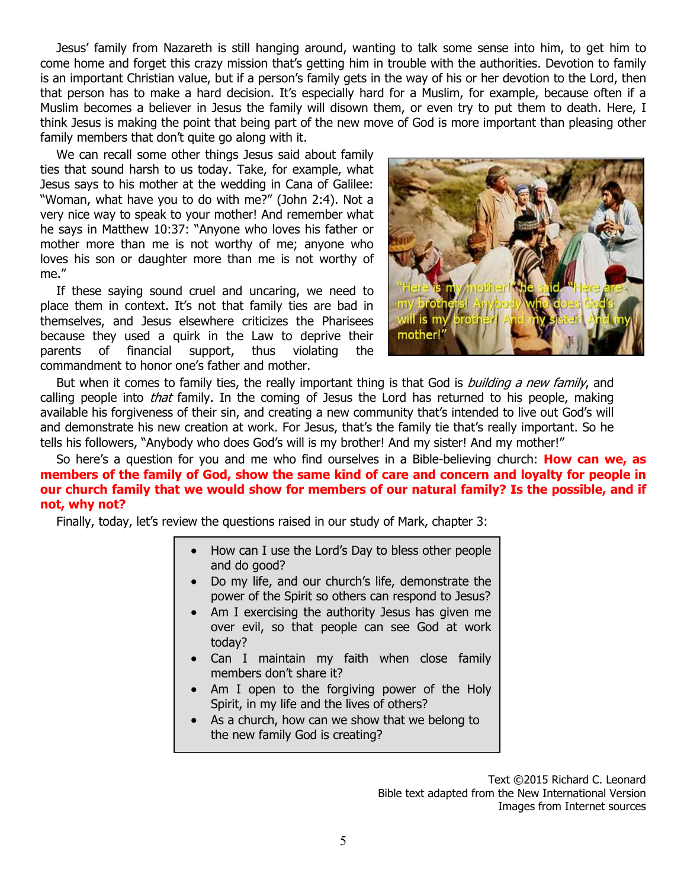Jesus' family from Nazareth is still hanging around, wanting to talk some sense into him, to get him to come home and forget this crazy mission that's getting him in trouble with the authorities. Devotion to family is an important Christian value, but if a person's family gets in the way of his or her devotion to the Lord, then that person has to make a hard decision. It's especially hard for a Muslim, for example, because often if a Muslim becomes a believer in Jesus the family will disown them, or even try to put them to death. Here, I think Jesus is making the point that being part of the new move of God is more important than pleasing other family members that don't quite go along with it.

We can recall some other things Jesus said about family ties that sound harsh to us today. Take, for example, what Jesus says to his mother at the wedding in Cana of Galilee: "Woman, what have you to do with me?" (John 2:4). Not a very nice way to speak to your mother! And remember what he says in Matthew 10:37: "Anyone who loves his father or mother more than me is not worthy of me; anyone who loves his son or daughter more than me is not worthy of me."

"Here is my mother!" he said. "Here are my brothers! Anybody who does God's will is my brother! And my sister! And my mother!"

If these saying sound cruel and uncaring, we need to place them in context. It's not that family ties are bad in themselves, and Jesus elsewhere criticizes the Pharisees because they used a quirk in the Law to deprive their parents of financial support, thus violating the commandment to honor one's father and mother.

But when it comes to family ties, the really important thing is that God is *building a new family*, and calling people into *that* family. In the coming of Jesus the Lord has returned to his people, making available his forgiveness of their sin, and creating a new community that's intended to live out God's will and demonstrate his new creation at work. For Jesus, that's the family tie that's really important. So he tells his followers, "Anybody who does God's will is my brother! And my sister! And my mother!"

So here's a question for you and me who find ourselves in a Bible-believing church: **How can we, as members of the family of God, show the same kind of care and concern and loyalty for people in our church family that we would show for members of our natural family? Is the possible, and if not, why not?**

Finally, today, let's review the questions raised in our study of Mark, chapter 3:

- How can I use the Lord's Day to bless other people and do good?
- Do my life, and our church's life, demonstrate the power of the Spirit so others can respond to Jesus?
- Am I exercising the authority Jesus has given me over evil, so that people can see God at work today?
- Can I maintain my faith when close family members don't share it?
- Am I open to the forgiving power of the Holy Spirit, in my life and the lives of others?
- As a church, how can we show that we belong to the new family God is creating?

Text ©2015 Richard C. Leonard
Bible text adapted from the New International Version
Images from Internet sources